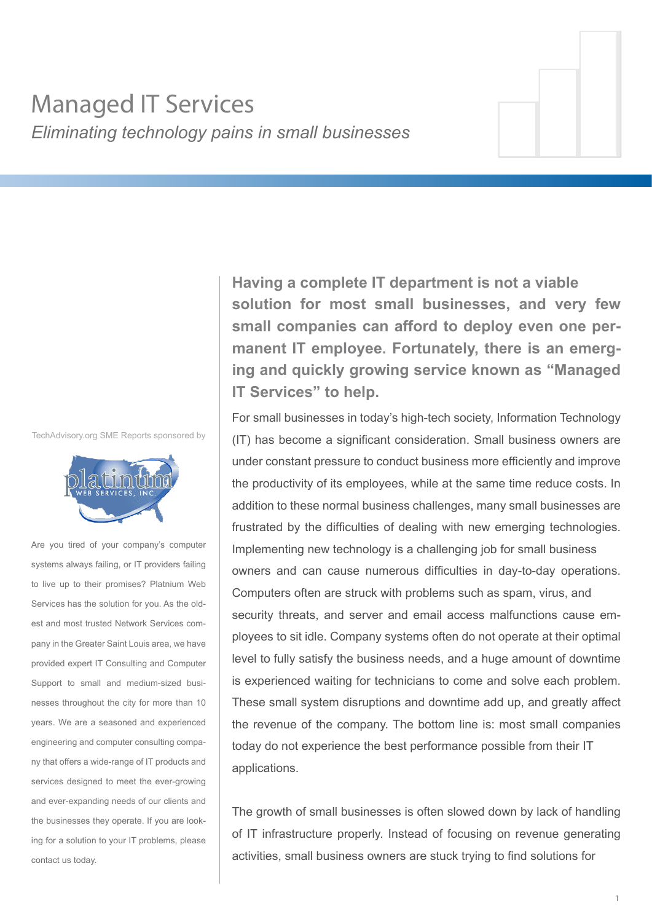# Managed IT Services

*Eliminating technology pains in small businesses*

**Having a complete IT department is not a viable solution for most small businesses, and very few small companies can afford to deploy even one permanent IT employee. Fortunately, there is an emerging and quickly growing service known as "Managed IT Services" to help.**

For small businesses in today's high-tech society, Information Technology (IT) has become a significant consideration. Small business owners are under constant pressure to conduct business more efficiently and improve the productivity of its employees, while at the same time reduce costs. In addition to these normal business challenges, many small businesses are frustrated by the difficulties of dealing with new emerging technologies. Implementing new technology is a challenging job for small business owners and can cause numerous difficulties in day-to-day operations. Computers often are struck with problems such as spam, virus, and security threats, and server and email access malfunctions cause employees to sit idle. Company systems often do not operate at their optimal level to fully satisfy the business needs, and a huge amount of downtime is experienced waiting for technicians to come and solve each problem. These small system disruptions and downtime add up, and greatly affect the revenue of the company. The bottom line is: most small companies today do not experience the best performance possible from their IT applications.

The growth of small businesses is often slowed down by lack of handling of IT infrastructure properly. Instead of focusing on revenue generating activities, small business owners are stuck trying to find solutions for

TechAdvisory.org SME Reports sponsored by

platinum WEB SERVICES, INC.

Are you tired of your company's computer systems always failing, or IT providers failing to live up to their promises? Platnium Web Services has the solution for you. As the oldest and most trusted Network Services company in the Greater Saint Louis area, we have provided expert IT Consulting and Computer Support to small and medium-sized businesses throughout the city for more than 10 years. We are a seasoned and experienced engineering and computer consulting company that offers a wide-range of IT products and services designed to meet the ever-growing and ever-expanding needs of our clients and the businesses they operate. If you are looking for a solution to your IT problems, please contact us today.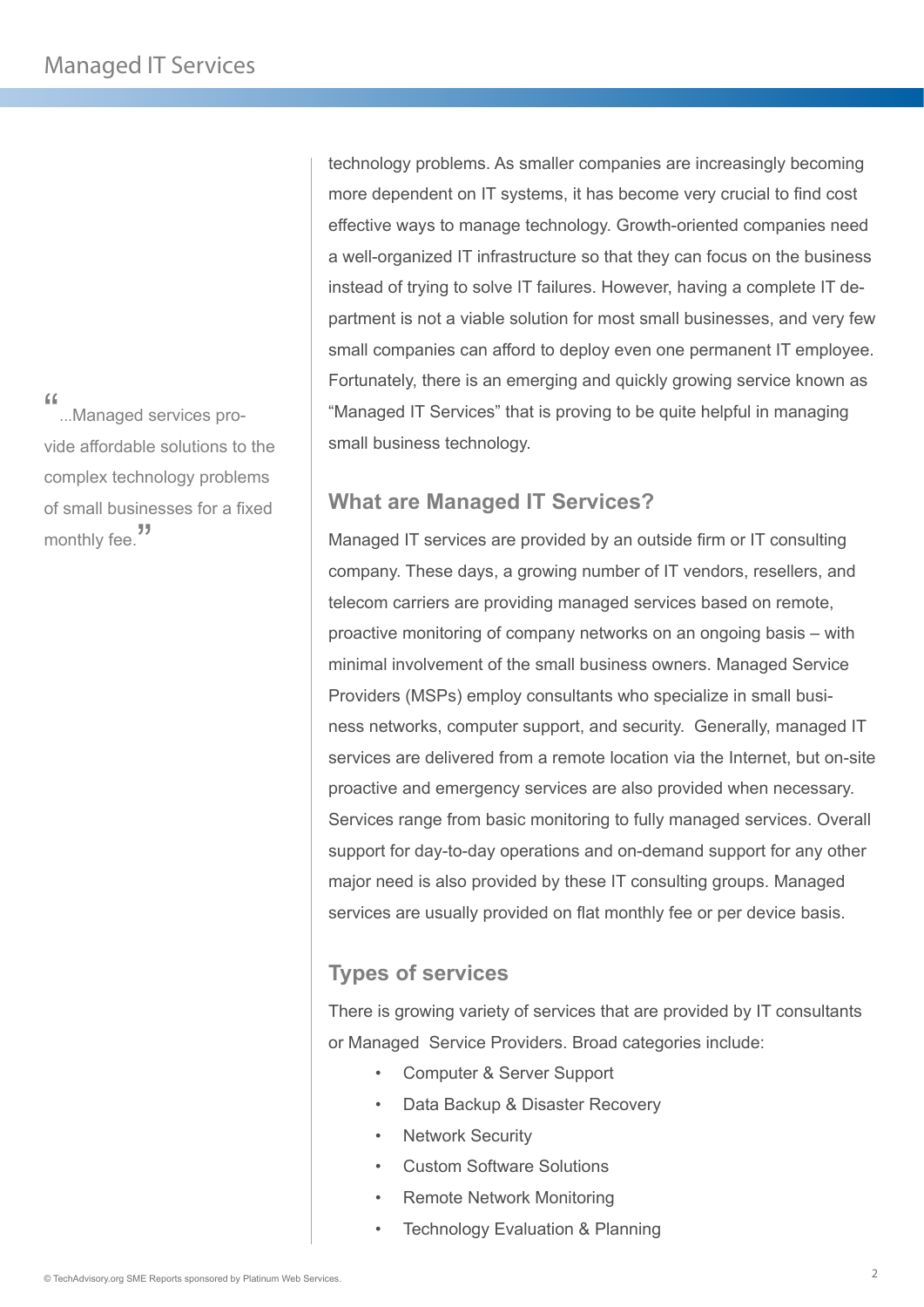technology problems. As smaller companies are increasingly becoming more dependent on IT systems, it has become very crucial to find cost effective ways to manage technology. Growth-oriented companies need a well-organized IT infrastructure so that they can focus on the business instead of trying to solve IT failures. However, having a complete IT department is not a viable solution for most small businesses, and very few small companies can afford to deploy even one permanent IT employee. Fortunately, there is an emerging and quickly growing service known as "Managed IT Services" that is proving to be quite helpful in managing small business technology.

> "...Managed services provide affordable solutions to the complex technology problems of small businesses for a fixed monthly fee."

## What are Managed IT Services?

Managed IT services are provided by an outside firm or IT consulting company. These days, a growing number of IT vendors, resellers, and telecom carriers are providing managed services based on remote, proactive monitoring of company networks on an ongoing basis – with minimal involvement of the small business owners. Managed Service Providers (MSPs) employ consultants who specialize in small business networks, computer support, and security. Generally, managed IT services are delivered from a remote location via the Internet, but on-site proactive and emergency services are also provided when necessary. Services range from basic monitoring to fully managed services. Overall support for day-to-day operations and on-demand support for any other major need is also provided by these IT consulting groups. Managed services are usually provided on flat monthly fee or per device basis.

## Types of services

There is growing variety of services that are provided by IT consultants or Managed Service Providers. Broad categories include:

- Computer & Server Support
- Data Backup & Disaster Recovery
- Network Security
- Custom Software Solutions
- Remote Network Monitoring
- Technology Evaluation & Planning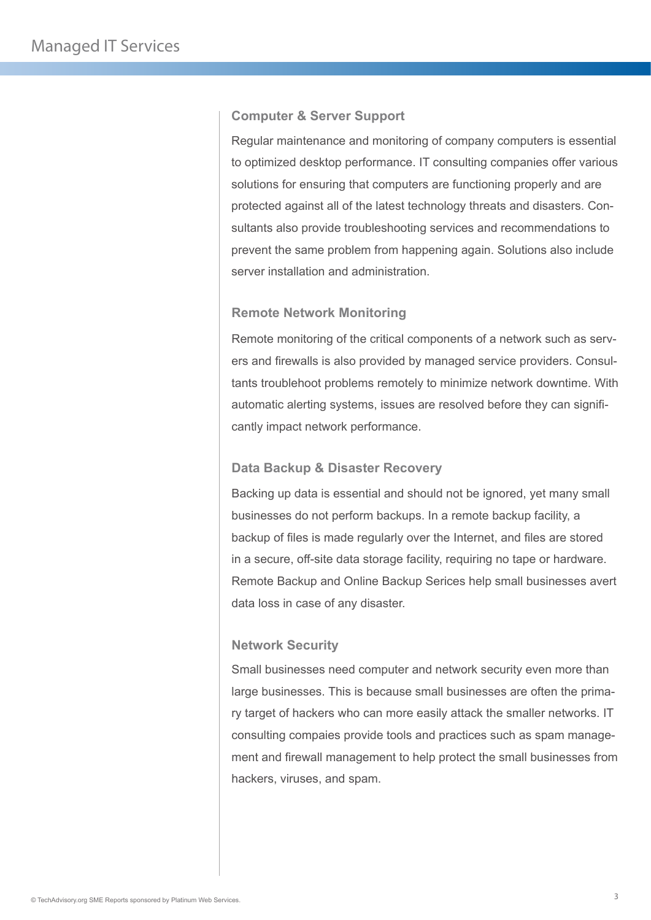## Computer & Server Support

Regular maintenance and monitoring of company computers is essential to optimized desktop performance. IT consulting companies offer various solutions for ensuring that computers are functioning properly and are protected against all of the latest technology threats and disasters. Consultants also provide troubleshooting services and recommendations to prevent the same problem from happening again. Solutions also include server installation and administration.

## Remote Network Monitoring

Remote monitoring of the critical components of a network such as servers and firewalls is also provided by managed service providers. Consultants troublehoot problems remotely to minimize network downtime. With automatic alerting systems, issues are resolved before they can significantly impact network performance.

## Data Backup & Disaster Recovery

Backing up data is essential and should not be ignored, yet many small businesses do not perform backups. In a remote backup facility, a backup of files is made regularly over the Internet, and files are stored in a secure, off-site data storage facility, requiring no tape or hardware. Remote Backup and Online Backup Serices help small businesses avert data loss in case of any disaster.

## Network Security

Small businesses need computer and network security even more than large businesses. This is because small businesses are often the primary target of hackers who can more easily attack the smaller networks. IT consulting compaies provide tools and practices such as spam management and firewall management to help protect the small businesses from hackers, viruses, and spam.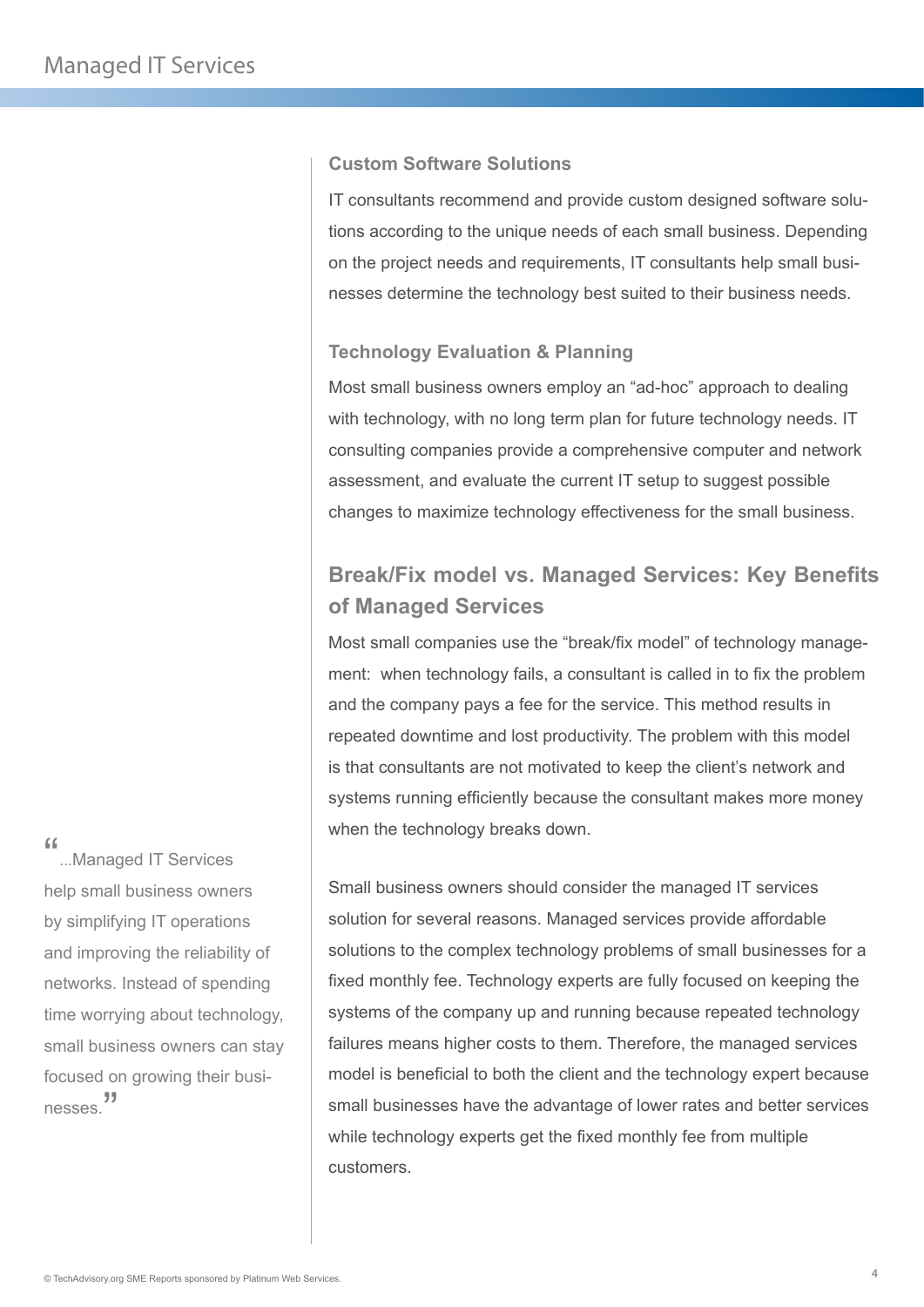### Custom Software Solutions

IT consultants recommend and provide custom designed software solutions according to the unique needs of each small business. Depending on the project needs and requirements, IT consultants help small businesses determine the technology best suited to their business needs.

### Technology Evaluation & Planning

Most small business owners employ an "ad-hoc" approach to dealing with technology, with no long term plan for future technology needs. IT consulting companies provide a comprehensive computer and network assessment, and evaluate the current IT setup to suggest possible changes to maximize technology effectiveness for the small business.

## Break/Fix model vs. Managed Services: Key Benefits of Managed Services

Most small companies use the "break/fix model" of technology management: when technology fails, a consultant is called in to fix the problem and the company pays a fee for the service. This method results in repeated downtime and lost productivity. The problem with this model is that consultants are not motivated to keep the client's network and systems running efficiently because the consultant makes more money when the technology breaks down.

> "...Managed IT Services help small business owners by simplifying IT operations and improving the reliability of networks. Instead of spending time worrying about technology, small business owners can stay focused on growing their businesses."

Small business owners should consider the managed IT services solution for several reasons. Managed services provide affordable solutions to the complex technology problems of small businesses for a fixed monthly fee. Technology experts are fully focused on keeping the systems of the company up and running because repeated technology failures means higher costs to them. Therefore, the managed services model is beneficial to both the client and the technology expert because small businesses have the advantage of lower rates and better services while technology experts get the fixed monthly fee from multiple customers.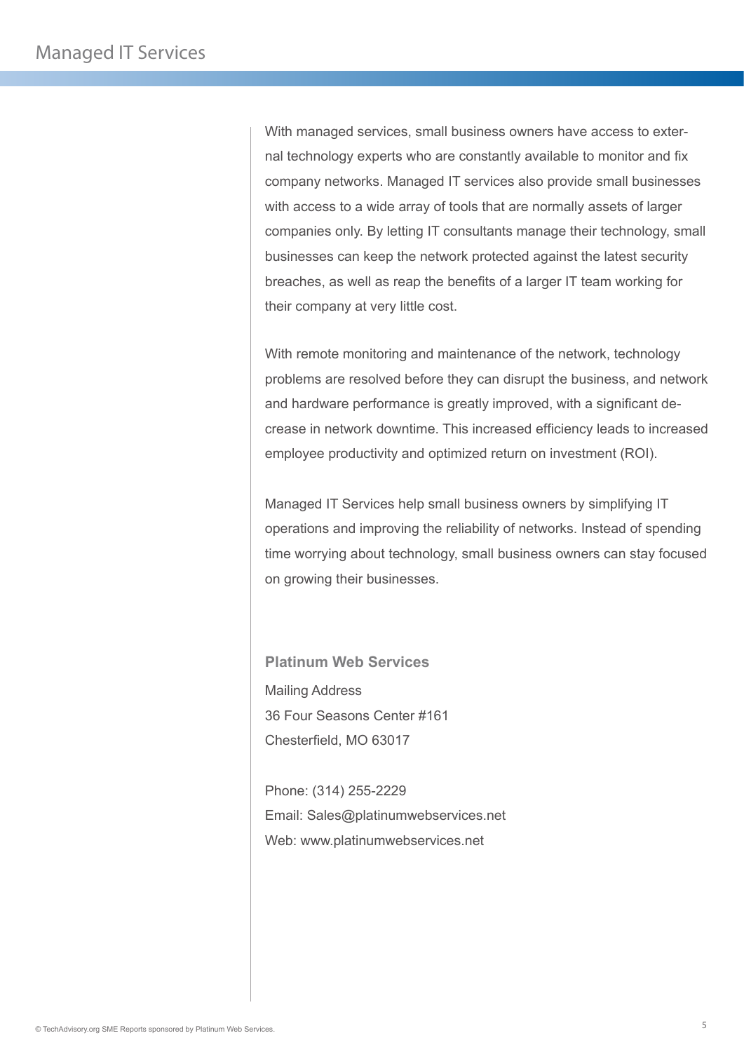With managed services, small business owners have access to external technology experts who are constantly available to monitor and fix company networks. Managed IT services also provide small businesses with access to a wide array of tools that are normally assets of larger companies only. By letting IT consultants manage their technology, small businesses can keep the network protected against the latest security breaches, as well as reap the benefits of a larger IT team working for their company at very little cost.

With remote monitoring and maintenance of the network, technology problems are resolved before they can disrupt the business, and network and hardware performance is greatly improved, with a significant decrease in network downtime. This increased efficiency leads to increased employee productivity and optimized return on investment (ROI).

Managed IT Services help small business owners by simplifying IT operations and improving the reliability of networks. Instead of spending time worrying about technology, small business owners can stay focused on growing their businesses.

**Platinum Web Services**

Mailing Address
36 Four Seasons Center #161
Chesterfield, MO 63017

Phone: (314) 255-2229
Email: Sales@platinumwebservices.net
Web: www.platinumwebservices.net